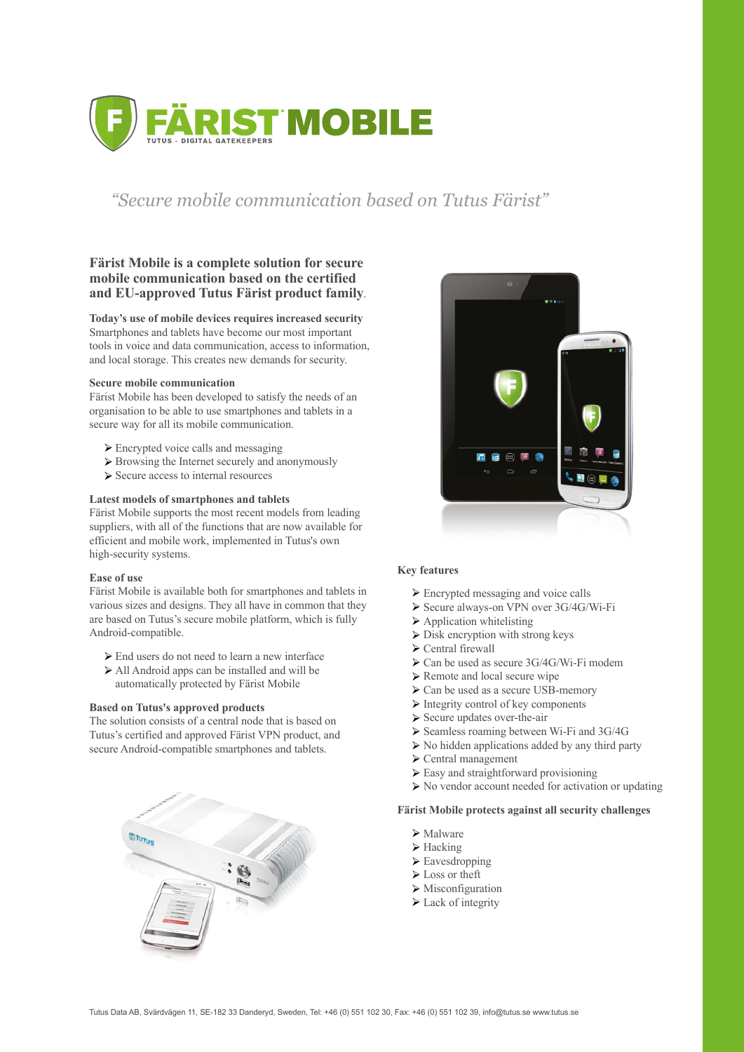# FÄRIST MOBILE

TUTUS - DIGITAL GATEKEEPERS

*"Secure mobile communication based on Tutus Färist"*

## Färist Mobile is a complete solution for secure mobile communication based on the certified and EU-approved Tutus Färist product family.

**Today's use of mobile devices requires increased security**
Smartphones and tablets have become our most important tools in voice and data communication, access to information, and local storage. This creates new demands for security.

**Secure mobile communication**
Färist Mobile has been developed to satisfy the needs of an organisation to be able to use smartphones and tablets in a secure way for all its mobile communication.

- Encrypted voice calls and messaging
- Browsing the Internet securely and anonymously
- Secure access to internal resources

**Latest models of smartphones and tablets**
Färist Mobile supports the most recent models from leading suppliers, with all of the functions that are now available for efficient and mobile work, implemented in Tutus's own high-security systems.

**Ease of use**
Färist Mobile is available both for smartphones and tablets in various sizes and designs. They all have in common that they are based on Tutus's secure mobile platform, which is fully Android-compatible.

- End users do not need to learn a new interface
- All Android apps can be installed and will be automatically protected by Färist Mobile

**Based on Tutus's approved products**
The solution consists of a central node that is based on Tutus's certified and approved Färist VPN product, and secure Android-compatible smartphones and tablets.

**Key features**

- Encrypted messaging and voice calls
- Secure always-on VPN over 3G/4G/Wi-Fi
- Application whitelisting
- Disk encryption with strong keys
- Central firewall
- Can be used as secure 3G/4G/Wi-Fi modem
- Remote and local secure wipe
- Can be used as a secure USB-memory
- Integrity control of key components
- Secure updates over-the-air
- Seamless roaming between Wi-Fi and 3G/4G
- No hidden applications added by any third party
- Central management
- Easy and straightforward provisioning
- No vendor account needed for activation or updating

**Färist Mobile protects against all security challenges**

- Malware
- Hacking
- Eavesdropping
- Loss or theft
- Misconfiguration
- Lack of integrity

Tutus Data AB, Svärdvägen 11, SE-182 33 Danderyd, Sweden, Tel: +46 (0) 551 102 30, Fax: +46 (0) 551 102 39, info@tutus.se www.tutus.se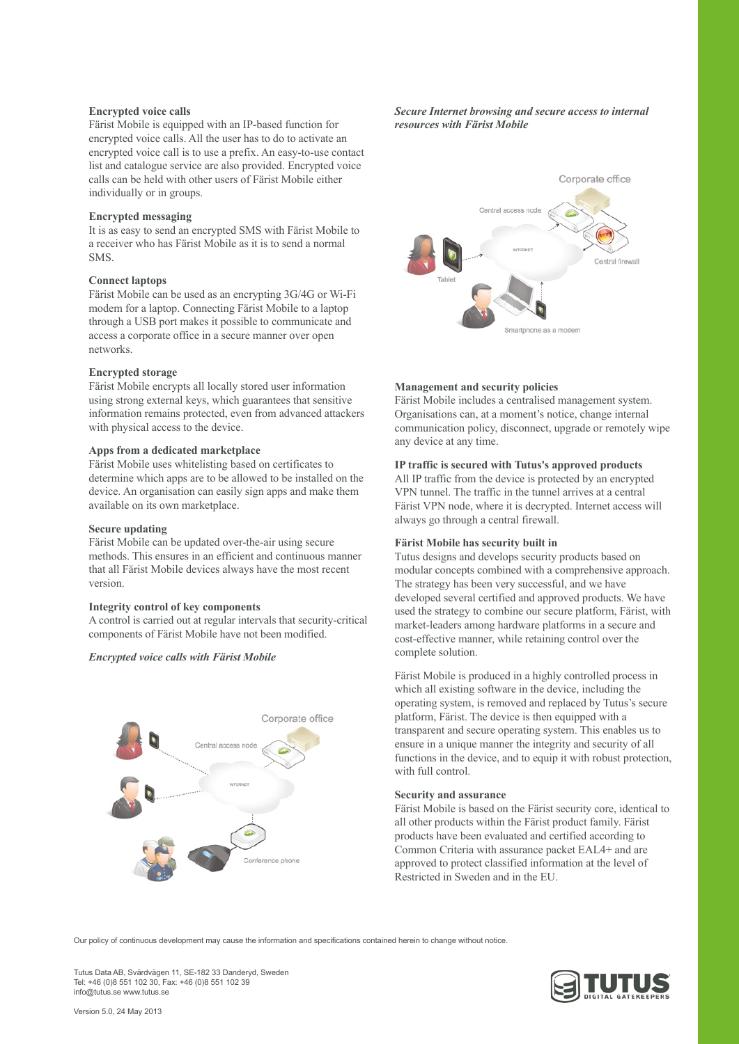### Encrypted voice calls

Färist Mobile is equipped with an IP-based function for encrypted voice calls. All the user has to do to activate an encrypted voice call is to use a prefix. An easy-to-use contact list and catalogue service are also provided. Encrypted voice calls can be held with other users of Färist Mobile either individually or in groups.

### Encrypted messaging

It is as easy to send an encrypted SMS with Färist Mobile to a receiver who has Färist Mobile as it is to send a normal SMS.

### Connect laptops

Färist Mobile can be used as an encrypting 3G/4G or Wi-Fi modem for a laptop. Connecting Färist Mobile to a laptop through a USB port makes it possible to communicate and access a corporate office in a secure manner over open networks.

### Encrypted storage

Färist Mobile encrypts all locally stored user information using strong external keys, which guarantees that sensitive information remains protected, even from advanced attackers with physical access to the device.

### Apps from a dedicated marketplace

Färist Mobile uses whitelisting based on certificates to determine which apps are to be allowed to be installed on the device. An organisation can easily sign apps and make them available on its own marketplace.

### Secure updating

Färist Mobile can be updated over-the-air using secure methods. This ensures in an efficient and continuous manner that all Färist Mobile devices always have the most recent version.

### Integrity control of key components

A control is carried out at regular intervals that security-critical components of Färist Mobile have not been modified.

***Encrypted voice calls with Färist Mobile***

Corporate office
Central access node
INTERNET
Conference phone

***Secure Internet browsing and secure access to internal resources with Färist Mobile***

Corporate office
Central access node
INTERNET
Central firewall
Tablet
Smartphone as a modem

### Management and security policies

Färist Mobile includes a centralised management system. Organisations can, at a moment's notice, change internal communication policy, disconnect, upgrade or remotely wipe any device at any time.

### IP traffic is secured with Tutus's approved products

All IP traffic from the device is protected by an encrypted VPN tunnel. The traffic in the tunnel arrives at a central Färist VPN node, where it is decrypted. Internet access will always go through a central firewall.

### Färist Mobile has security built in

Tutus designs and develops security products based on modular concepts combined with a comprehensive approach. The strategy has been very successful, and we have developed several certified and approved products. We have used the strategy to combine our secure platform, Färist, with market-leaders among hardware platforms in a secure and cost-effective manner, while retaining control over the complete solution.

Färist Mobile is produced in a highly controlled process in which all existing software in the device, including the operating system, is removed and replaced by Tutus's secure platform, Färist. The device is then equipped with a transparent and secure operating system. This enables us to ensure in a unique manner the integrity and security of all functions in the device, and to equip it with robust protection, with full control.

### Security and assurance

Färist Mobile is based on the Färist security core, identical to all other products within the Färist product family. Färist products have been evaluated and certified according to Common Criteria with assurance packet EAL4+ and are approved to protect classified information at the level of Restricted in Sweden and in the EU.

Our policy of continuous development may cause the information and specifications contained herein to change without notice.

Tutus Data AB, Svärdvägen 11, SE-182 33 Danderyd, Sweden
Tel: +46 (0)8 551 102 30, Fax: +46 (0)8 551 102 39
info@tutus.se www.tutus.se

Version 5.0, 24 May 2013

TUTUS DIGITAL GATEKEEPERS